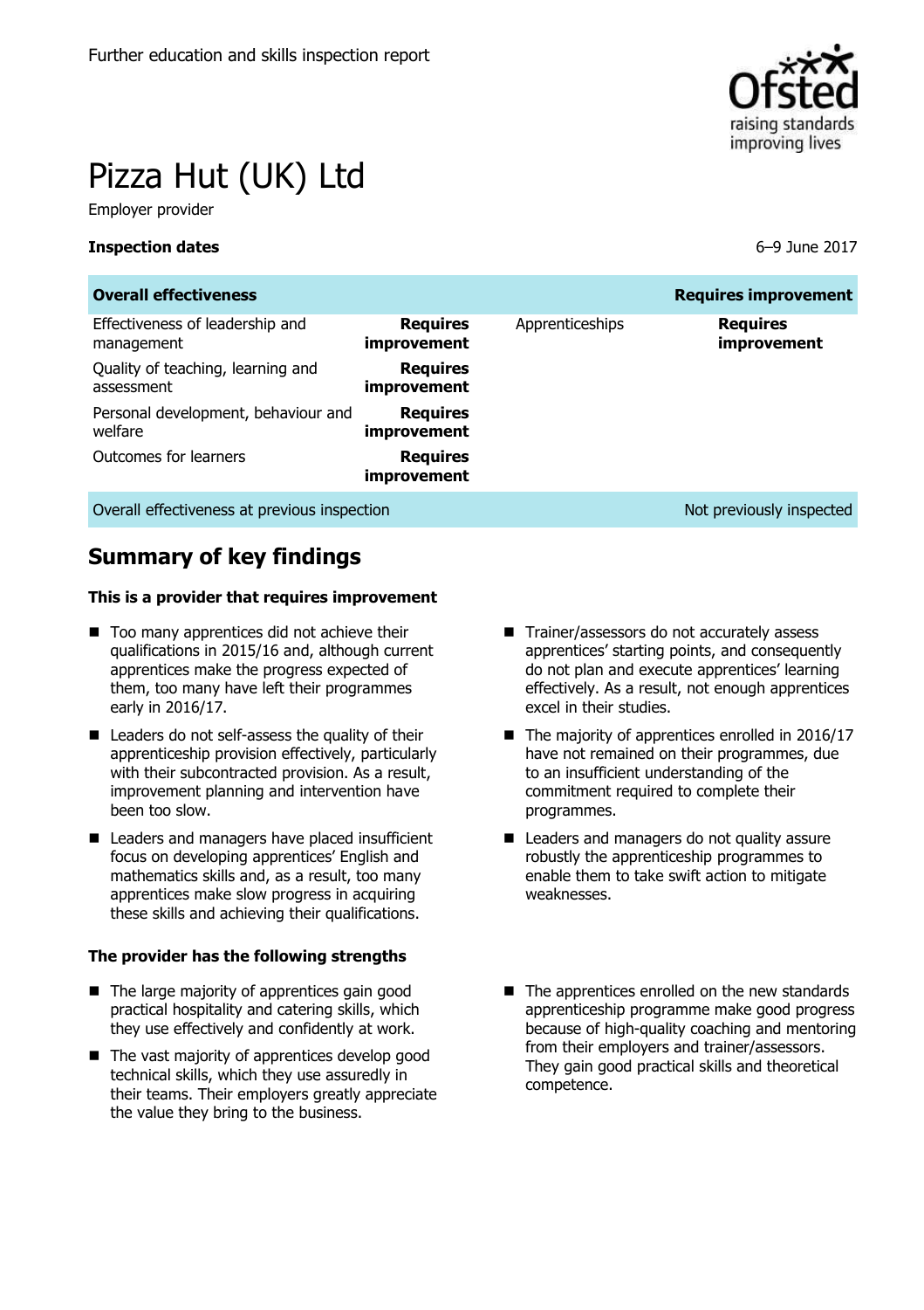Further education and skills inspection report

# Pizza Hut (UK) Ltd

Employer provider

**Inspection dates** 6–9 June 2017

| **Overall effectiveness** | | | **Requires improvement** |
|---|---|---|---|
| Effectiveness of leadership and management | **Requires improvement** | Apprenticeships | **Requires improvement** |
| Quality of teaching, learning and assessment | **Requires improvement** | | |
| Personal development, behaviour and welfare | **Requires improvement** | | |
| Outcomes for learners | **Requires improvement** | | |
| Overall effectiveness at previous inspection | | | Not previously inspected |

## Summary of key findings

### This is a provider that requires improvement

- Too many apprentices did not achieve their qualifications in 2015/16 and, although current apprentices make the progress expected of them, too many have left their programmes early in 2016/17.
- Leaders do not self-assess the quality of their apprenticeship provision effectively, particularly with their subcontracted provision. As a result, improvement planning and intervention have been too slow.
- Leaders and managers have placed insufficient focus on developing apprentices' English and mathematics skills and, as a result, too many apprentices make slow progress in acquiring these skills and achieving their qualifications.
- Trainer/assessors do not accurately assess apprentices' starting points, and consequently do not plan and execute apprentices' learning effectively. As a result, not enough apprentices excel in their studies.
- The majority of apprentices enrolled in 2016/17 have not remained on their programmes, due to an insufficient understanding of the commitment required to complete their programmes.
- Leaders and managers do not quality assure robustly the apprenticeship programmes to enable them to take swift action to mitigate weaknesses.

### The provider has the following strengths

- The large majority of apprentices gain good practical hospitality and catering skills, which they use effectively and confidently at work.
- The vast majority of apprentices develop good technical skills, which they use assuredly in their teams. Their employers greatly appreciate the value they bring to the business.
- The apprentices enrolled on the new standards apprenticeship programme make good progress because of high-quality coaching and mentoring from their employers and trainer/assessors. They gain good practical skills and theoretical competence.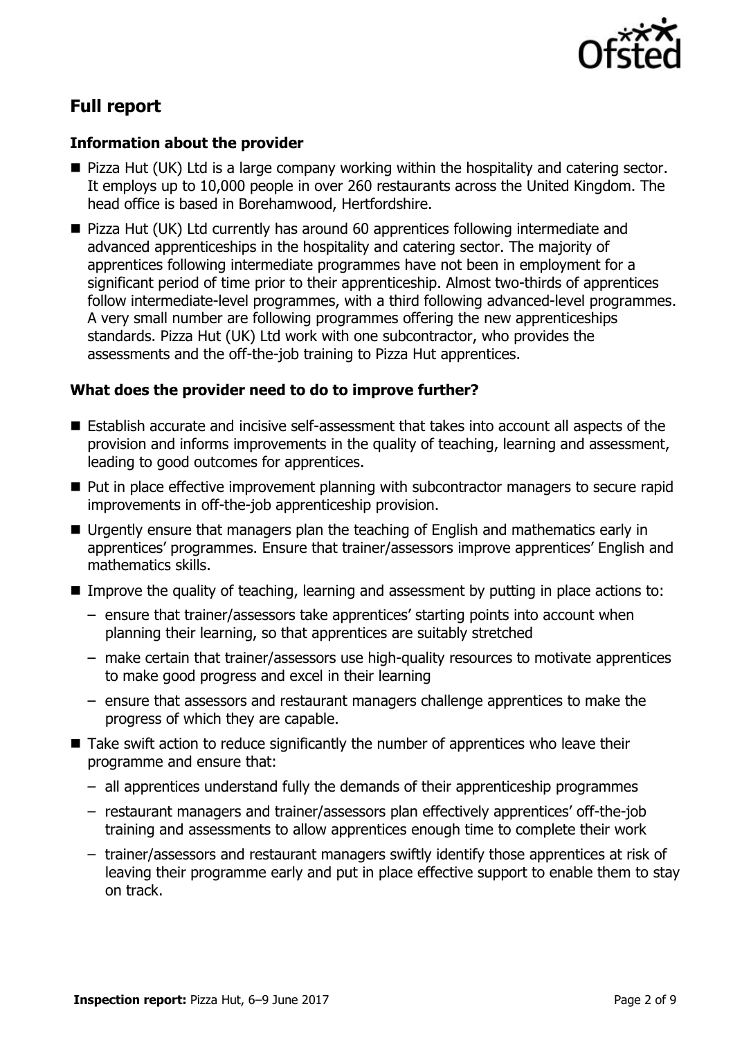## Full report

### Information about the provider

- Pizza Hut (UK) Ltd is a large company working within the hospitality and catering sector. It employs up to 10,000 people in over 260 restaurants across the United Kingdom. The head office is based in Borehamwood, Hertfordshire.
- Pizza Hut (UK) Ltd currently has around 60 apprentices following intermediate and advanced apprenticeships in the hospitality and catering sector. The majority of apprentices following intermediate programmes have not been in employment for a significant period of time prior to their apprenticeship. Almost two-thirds of apprentices follow intermediate-level programmes, with a third following advanced-level programmes. A very small number are following programmes offering the new apprenticeships standards. Pizza Hut (UK) Ltd work with one subcontractor, who provides the assessments and the off-the-job training to Pizza Hut apprentices.

### What does the provider need to do to improve further?

- Establish accurate and incisive self-assessment that takes into account all aspects of the provision and informs improvements in the quality of teaching, learning and assessment, leading to good outcomes for apprentices.
- Put in place effective improvement planning with subcontractor managers to secure rapid improvements in off-the-job apprenticeship provision.
- Urgently ensure that managers plan the teaching of English and mathematics early in apprentices' programmes. Ensure that trainer/assessors improve apprentices' English and mathematics skills.
- Improve the quality of teaching, learning and assessment by putting in place actions to:
  - ensure that trainer/assessors take apprentices' starting points into account when planning their learning, so that apprentices are suitably stretched
  - make certain that trainer/assessors use high-quality resources to motivate apprentices to make good progress and excel in their learning
  - ensure that assessors and restaurant managers challenge apprentices to make the progress of which they are capable.
- Take swift action to reduce significantly the number of apprentices who leave their programme and ensure that:
  - all apprentices understand fully the demands of their apprenticeship programmes
  - restaurant managers and trainer/assessors plan effectively apprentices' off-the-job training and assessments to allow apprentices enough time to complete their work
  - trainer/assessors and restaurant managers swiftly identify those apprentices at risk of leaving their programme early and put in place effective support to enable them to stay on track.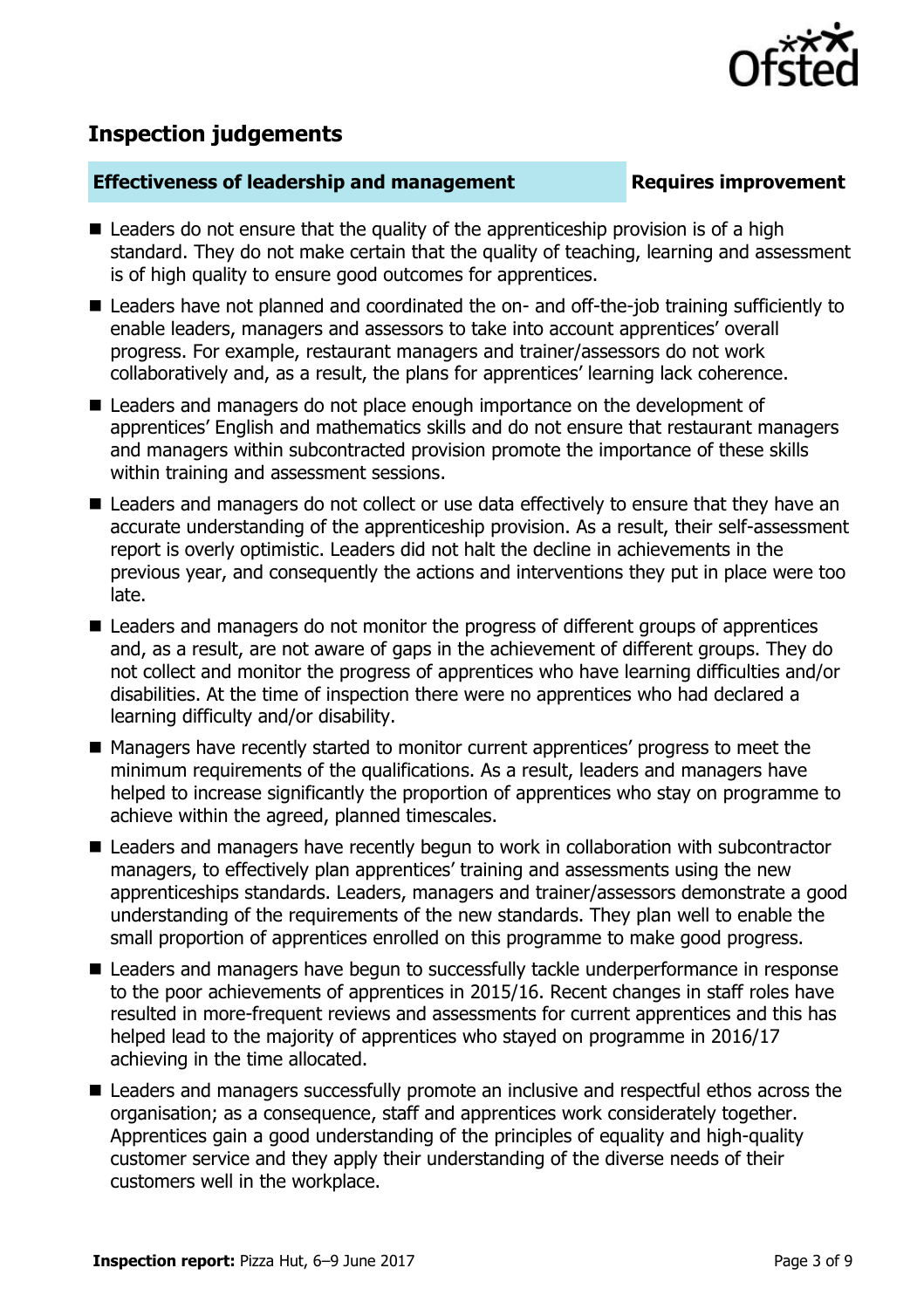## Inspection judgements

| **Effectiveness of leadership and management** | **Requires improvement** |
| --- | --- |

- Leaders do not ensure that the quality of the apprenticeship provision is of a high standard. They do not make certain that the quality of teaching, learning and assessment is of high quality to ensure good outcomes for apprentices.
- Leaders have not planned and coordinated the on- and off-the-job training sufficiently to enable leaders, managers and assessors to take into account apprentices' overall progress. For example, restaurant managers and trainer/assessors do not work collaboratively and, as a result, the plans for apprentices' learning lack coherence.
- Leaders and managers do not place enough importance on the development of apprentices' English and mathematics skills and do not ensure that restaurant managers and managers within subcontracted provision promote the importance of these skills within training and assessment sessions.
- Leaders and managers do not collect or use data effectively to ensure that they have an accurate understanding of the apprenticeship provision. As a result, their self-assessment report is overly optimistic. Leaders did not halt the decline in achievements in the previous year, and consequently the actions and interventions they put in place were too late.
- Leaders and managers do not monitor the progress of different groups of apprentices and, as a result, are not aware of gaps in the achievement of different groups. They do not collect and monitor the progress of apprentices who have learning difficulties and/or disabilities. At the time of inspection there were no apprentices who had declared a learning difficulty and/or disability.
- Managers have recently started to monitor current apprentices' progress to meet the minimum requirements of the qualifications. As a result, leaders and managers have helped to increase significantly the proportion of apprentices who stay on programme to achieve within the agreed, planned timescales.
- Leaders and managers have recently begun to work in collaboration with subcontractor managers, to effectively plan apprentices' training and assessments using the new apprenticeships standards. Leaders, managers and trainer/assessors demonstrate a good understanding of the requirements of the new standards. They plan well to enable the small proportion of apprentices enrolled on this programme to make good progress.
- Leaders and managers have begun to successfully tackle underperformance in response to the poor achievements of apprentices in 2015/16. Recent changes in staff roles have resulted in more-frequent reviews and assessments for current apprentices and this has helped lead to the majority of apprentices who stayed on programme in 2016/17 achieving in the time allocated.
- Leaders and managers successfully promote an inclusive and respectful ethos across the organisation; as a consequence, staff and apprentices work considerately together. Apprentices gain a good understanding of the principles of equality and high-quality customer service and they apply their understanding of the diverse needs of their customers well in the workplace.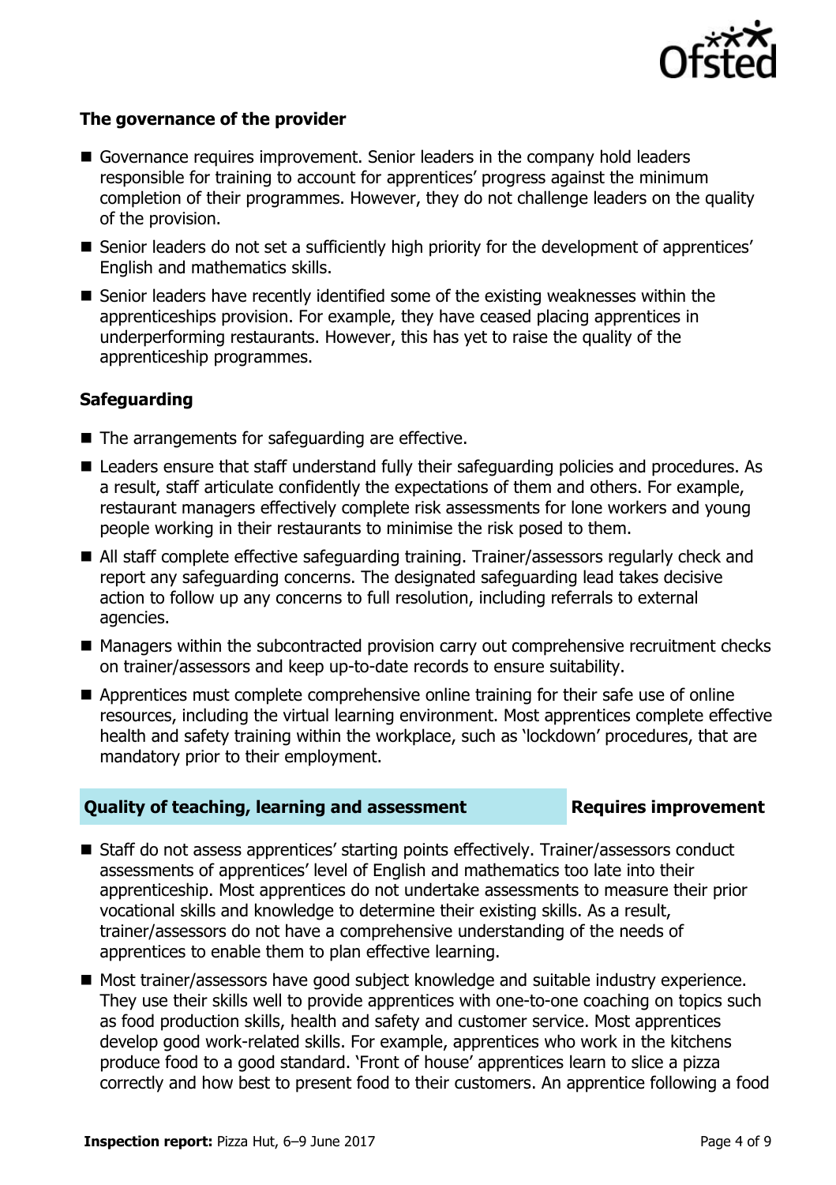### The governance of the provider

- Governance requires improvement. Senior leaders in the company hold leaders responsible for training to account for apprentices' progress against the minimum completion of their programmes. However, they do not challenge leaders on the quality of the provision.
- Senior leaders do not set a sufficiently high priority for the development of apprentices' English and mathematics skills.
- Senior leaders have recently identified some of the existing weaknesses within the apprenticeships provision. For example, they have ceased placing apprentices in underperforming restaurants. However, this has yet to raise the quality of the apprenticeship programmes.

### Safeguarding

- The arrangements for safeguarding are effective.
- Leaders ensure that staff understand fully their safeguarding policies and procedures. As a result, staff articulate confidently the expectations of them and others. For example, restaurant managers effectively complete risk assessments for lone workers and young people working in their restaurants to minimise the risk posed to them.
- All staff complete effective safeguarding training. Trainer/assessors regularly check and report any safeguarding concerns. The designated safeguarding lead takes decisive action to follow up any concerns to full resolution, including referrals to external agencies.
- Managers within the subcontracted provision carry out comprehensive recruitment checks on trainer/assessors and keep up-to-date records to ensure suitability.
- Apprentices must complete comprehensive online training for their safe use of online resources, including the virtual learning environment. Most apprentices complete effective health and safety training within the workplace, such as 'lockdown' procedures, that are mandatory prior to their employment.

## Quality of teaching, learning and assessment — Requires improvement

- Staff do not assess apprentices' starting points effectively. Trainer/assessors conduct assessments of apprentices' level of English and mathematics too late into their apprenticeship. Most apprentices do not undertake assessments to measure their prior vocational skills and knowledge to determine their existing skills. As a result, trainer/assessors do not have a comprehensive understanding of the needs of apprentices to enable them to plan effective learning.
- Most trainer/assessors have good subject knowledge and suitable industry experience. They use their skills well to provide apprentices with one-to-one coaching on topics such as food production skills, health and safety and customer service. Most apprentices develop good work-related skills. For example, apprentices who work in the kitchens produce food to a good standard. 'Front of house' apprentices learn to slice a pizza correctly and how best to present food to their customers. An apprentice following a food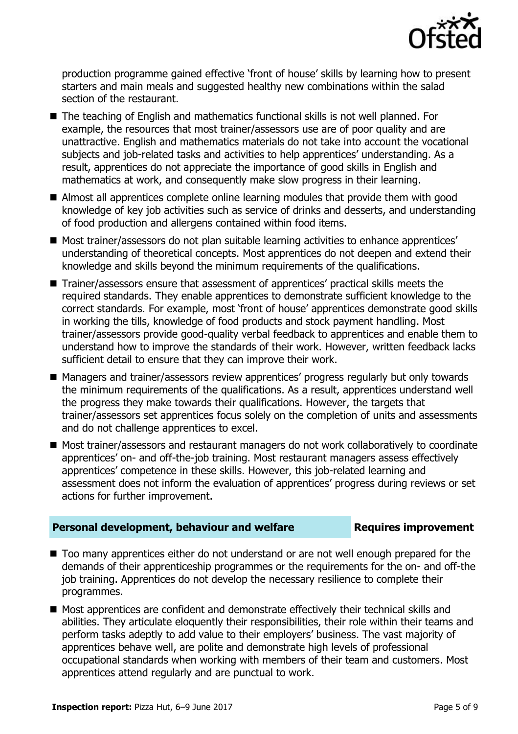production programme gained effective 'front of house' skills by learning how to present starters and main meals and suggested healthy new combinations within the salad section of the restaurant.

- The teaching of English and mathematics functional skills is not well planned. For example, the resources that most trainer/assessors use are of poor quality and are unattractive. English and mathematics materials do not take into account the vocational subjects and job-related tasks and activities to help apprentices' understanding. As a result, apprentices do not appreciate the importance of good skills in English and mathematics at work, and consequently make slow progress in their learning.
- Almost all apprentices complete online learning modules that provide them with good knowledge of key job activities such as service of drinks and desserts, and understanding of food production and allergens contained within food items.
- Most trainer/assessors do not plan suitable learning activities to enhance apprentices' understanding of theoretical concepts. Most apprentices do not deepen and extend their knowledge and skills beyond the minimum requirements of the qualifications.
- Trainer/assessors ensure that assessment of apprentices' practical skills meets the required standards. They enable apprentices to demonstrate sufficient knowledge to the correct standards. For example, most 'front of house' apprentices demonstrate good skills in working the tills, knowledge of food products and stock payment handling. Most trainer/assessors provide good-quality verbal feedback to apprentices and enable them to understand how to improve the standards of their work. However, written feedback lacks sufficient detail to ensure that they can improve their work.
- Managers and trainer/assessors review apprentices' progress regularly but only towards the minimum requirements of the qualifications. As a result, apprentices understand well the progress they make towards their qualifications. However, the targets that trainer/assessors set apprentices focus solely on the completion of units and assessments and do not challenge apprentices to excel.
- Most trainer/assessors and restaurant managers do not work collaboratively to coordinate apprentices' on- and off-the-job training. Most restaurant managers assess effectively apprentices' competence in these skills. However, this job-related learning and assessment does not inform the evaluation of apprentices' progress during reviews or set actions for further improvement.

## Personal development, behaviour and welfare — Requires improvement

- Too many apprentices either do not understand or are not well enough prepared for the demands of their apprenticeship programmes or the requirements for the on- and off-the job training. Apprentices do not develop the necessary resilience to complete their programmes.
- Most apprentices are confident and demonstrate effectively their technical skills and abilities. They articulate eloquently their responsibilities, their role within their teams and perform tasks adeptly to add value to their employers' business. The vast majority of apprentices behave well, are polite and demonstrate high levels of professional occupational standards when working with members of their team and customers. Most apprentices attend regularly and are punctual to work.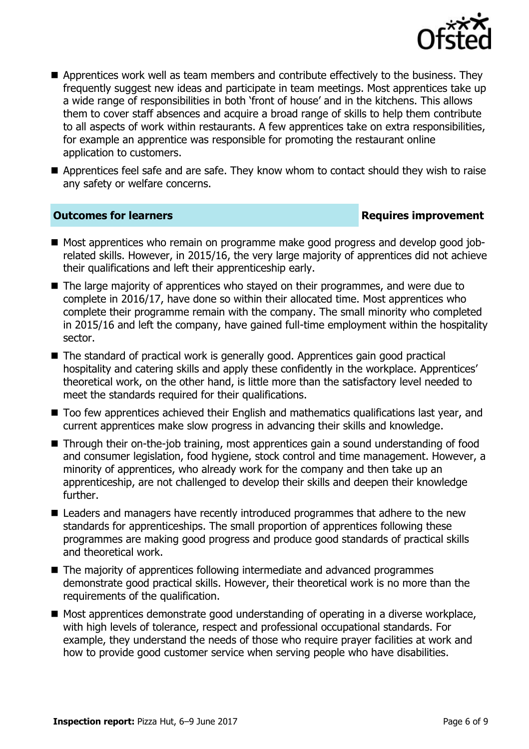- Apprentices work well as team members and contribute effectively to the business. They frequently suggest new ideas and participate in team meetings. Most apprentices take up a wide range of responsibilities in both 'front of house' and in the kitchens. This allows them to cover staff absences and acquire a broad range of skills to help them contribute to all aspects of work within restaurants. A few apprentices take on extra responsibilities, for example an apprentice was responsible for promoting the restaurant online application to customers.
- Apprentices feel safe and are safe. They know whom to contact should they wish to raise any safety or welfare concerns.

| **Outcomes for learners** | **Requires improvement** |
|---|---|

- Most apprentices who remain on programme make good progress and develop good job-related skills. However, in 2015/16, the very large majority of apprentices did not achieve their qualifications and left their apprenticeship early.
- The large majority of apprentices who stayed on their programmes, and were due to complete in 2016/17, have done so within their allocated time. Most apprentices who complete their programme remain with the company. The small minority who completed in 2015/16 and left the company, have gained full-time employment within the hospitality sector.
- The standard of practical work is generally good. Apprentices gain good practical hospitality and catering skills and apply these confidently in the workplace. Apprentices' theoretical work, on the other hand, is little more than the satisfactory level needed to meet the standards required for their qualifications.
- Too few apprentices achieved their English and mathematics qualifications last year, and current apprentices make slow progress in advancing their skills and knowledge.
- Through their on-the-job training, most apprentices gain a sound understanding of food and consumer legislation, food hygiene, stock control and time management. However, a minority of apprentices, who already work for the company and then take up an apprenticeship, are not challenged to develop their skills and deepen their knowledge further.
- Leaders and managers have recently introduced programmes that adhere to the new standards for apprenticeships. The small proportion of apprentices following these programmes are making good progress and produce good standards of practical skills and theoretical work.
- The majority of apprentices following intermediate and advanced programmes demonstrate good practical skills. However, their theoretical work is no more than the requirements of the qualification.
- Most apprentices demonstrate good understanding of operating in a diverse workplace, with high levels of tolerance, respect and professional occupational standards. For example, they understand the needs of those who require prayer facilities at work and how to provide good customer service when serving people who have disabilities.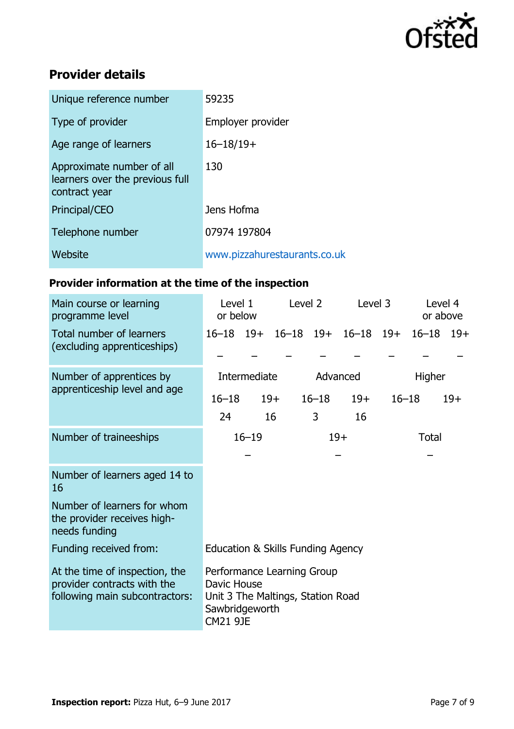## Provider details

| | |
|---|---|
| Unique reference number | 59235 |
| Type of provider | Employer provider |
| Age range of learners | 16–18/19+ |
| Approximate number of all learners over the previous full contract year | 130 |
| Principal/CEO | Jens Hofma |
| Telephone number | 07974 197804 |
| Website | www.pizzahurestaurants.co.uk |

### Provider information at the time of the inspection

| Main course or learning programme level | Level 1 or below | | Level 2 | | Level 3 | | Level 4 or above | |
|---|---|---|---|---|---|---|---|---|
| Total number of learners (excluding apprenticeships) | 16–18 | 19+ | 16–18 | 19+ | 16–18 | 19+ | 16–18 | 19+ |
| | – | – | – | – | – | – | – | – |

| Number of apprentices by apprenticeship level and age | Intermediate | | Advanced | | Higher | |
|---|---|---|---|---|---|---|
| | 16–18 | 19+ | 16–18 | 19+ | 16–18 | 19+ |
| | 24 | 16 | 3 | 16 | | |

| Number of traineeships | 16–19 | 19+ | Total |
|---|---|---|---|
| | – | – | – |

| | |
|---|---|
| Number of learners aged 14 to 16 | |
| Number of learners for whom the provider receives high-needs funding | |
| Funding received from: | Education & Skills Funding Agency |
| At the time of inspection, the provider contracts with the following main subcontractors: | Performance Learning Group<br>Davic House<br>Unit 3 The Maltings, Station Road<br>Sawbridgeworth<br>CM21 9JE |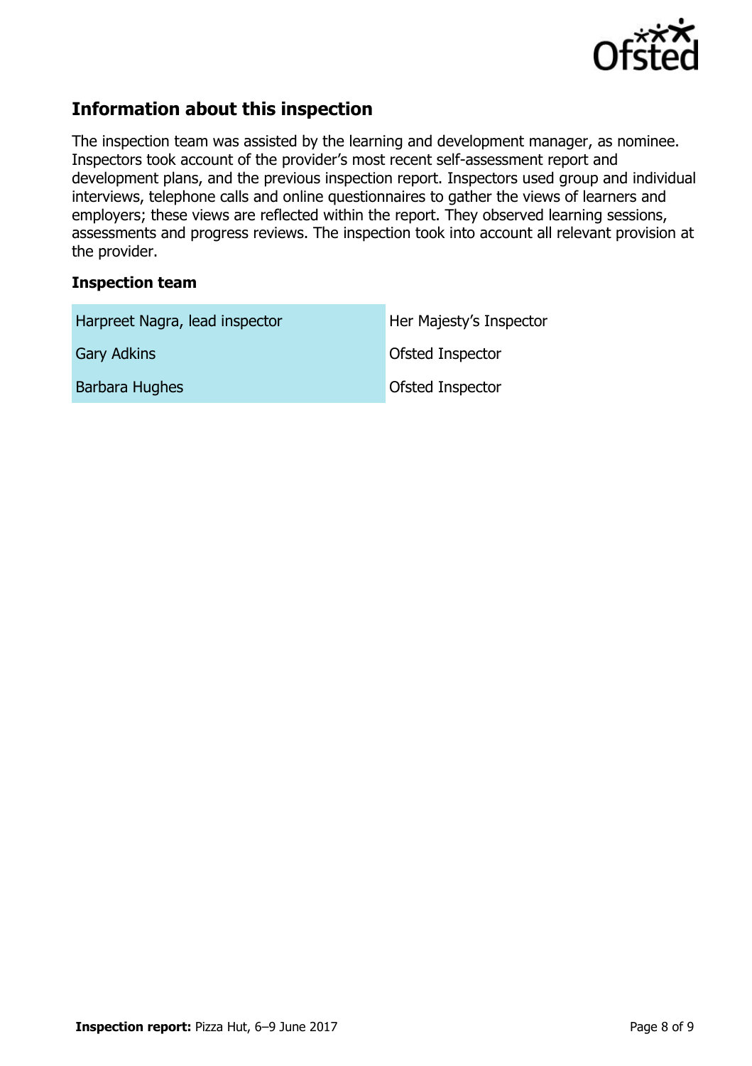## Information about this inspection

The inspection team was assisted by the learning and development manager, as nominee. Inspectors took account of the provider's most recent self-assessment report and development plans, and the previous inspection report. Inspectors used group and individual interviews, telephone calls and online questionnaires to gather the views of learners and employers; these views are reflected within the report. They observed learning sessions, assessments and progress reviews. The inspection took into account all relevant provision at the provider.

### Inspection team

| | |
|---|---|
| Harpreet Nagra, lead inspector | Her Majesty's Inspector |
| Gary Adkins | Ofsted Inspector |
| Barbara Hughes | Ofsted Inspector |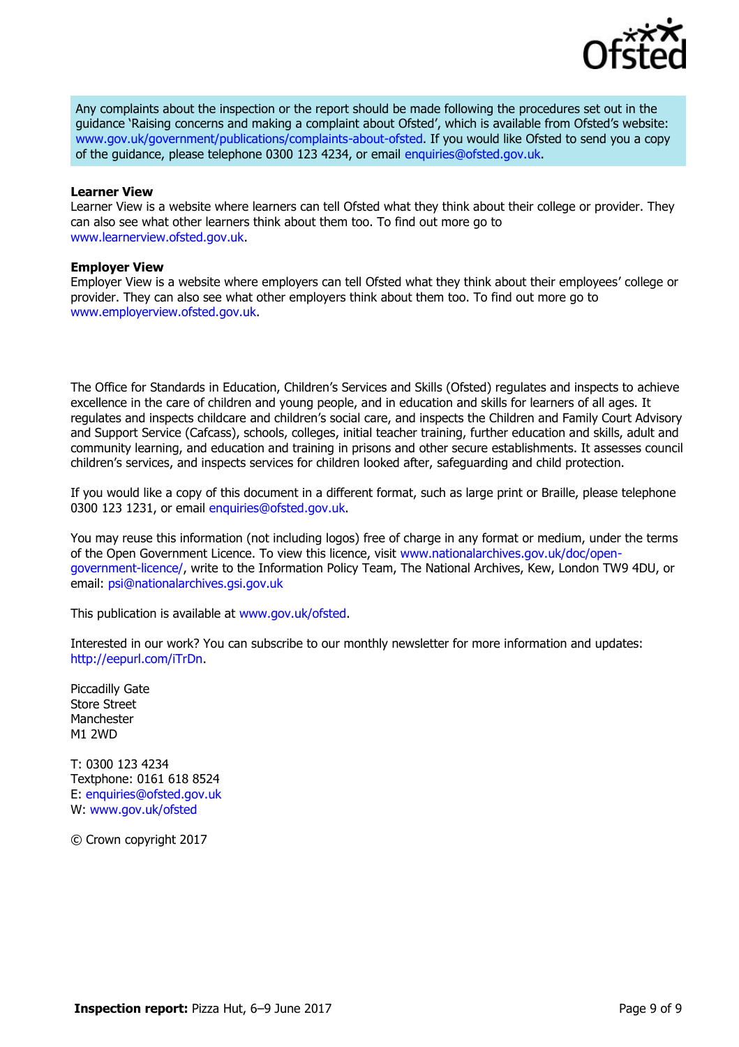Any complaints about the inspection or the report should be made following the procedures set out in the guidance 'Raising concerns and making a complaint about Ofsted', which is available from Ofsted's website: www.gov.uk/government/publications/complaints-about-ofsted. If you would like Ofsted to send you a copy of the guidance, please telephone 0300 123 4234, or email enquiries@ofsted.gov.uk.

**Learner View**
Learner View is a website where learners can tell Ofsted what they think about their college or provider. They can also see what other learners think about them too. To find out more go to www.learnerview.ofsted.gov.uk.

**Employer View**
Employer View is a website where employers can tell Ofsted what they think about their employees' college or provider. They can also see what other employers think about them too. To find out more go to www.employerview.ofsted.gov.uk.

The Office for Standards in Education, Children's Services and Skills (Ofsted) regulates and inspects to achieve excellence in the care of children and young people, and in education and skills for learners of all ages. It regulates and inspects childcare and children's social care, and inspects the Children and Family Court Advisory and Support Service (Cafcass), schools, colleges, initial teacher training, further education and skills, adult and community learning, and education and training in prisons and other secure establishments. It assesses council children's services, and inspects services for children looked after, safeguarding and child protection.

If you would like a copy of this document in a different format, such as large print or Braille, please telephone 0300 123 1231, or email enquiries@ofsted.gov.uk.

You may reuse this information (not including logos) free of charge in any format or medium, under the terms of the Open Government Licence. To view this licence, visit www.nationalarchives.gov.uk/doc/open-government-licence/, write to the Information Policy Team, The National Archives, Kew, London TW9 4DU, or email: psi@nationalarchives.gsi.gov.uk

This publication is available at www.gov.uk/ofsted.

Interested in our work? You can subscribe to our monthly newsletter for more information and updates: http://eepurl.com/iTrDn.

Piccadilly Gate
Store Street
Manchester
M1 2WD

T: 0300 123 4234
Textphone: 0161 618 8524
E: enquiries@ofsted.gov.uk
W: www.gov.uk/ofsted

© Crown copyright 2017